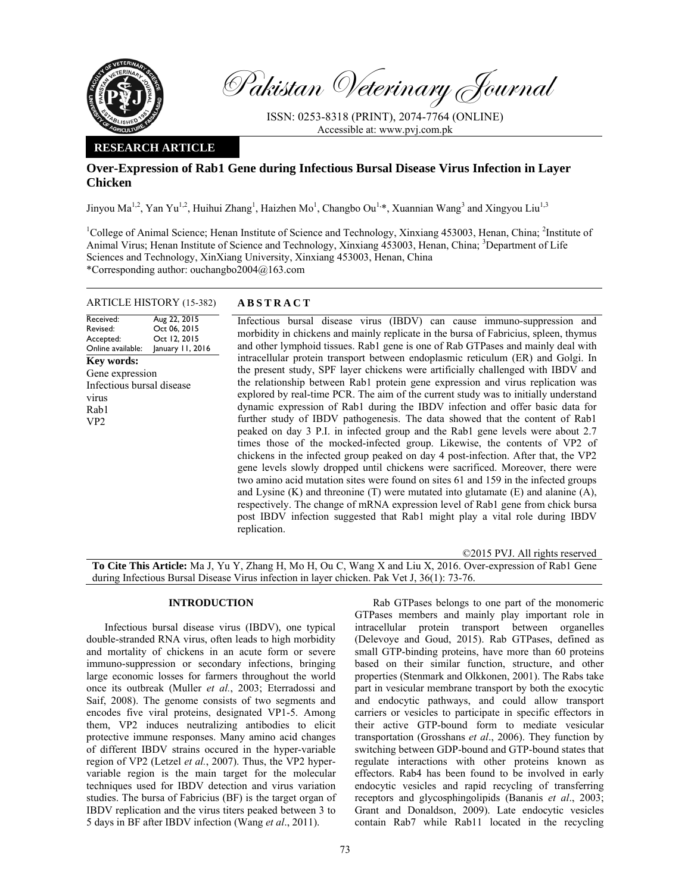Pakistan Veterinary Journal

ISSN: 0253-8318 (PRINT), 2074-7764 (ONLINE)
Accessible at: www.pvj.com.pk

**RESEARCH ARTICLE**

# Over-Expression of Rab1 Gene during Infectious Bursal Disease Virus Infection in Layer Chicken

Jinyou Ma[1,2], Yan Yu[1,2], Huihui Zhang[1], Haizhen Mo[1], Changbo Ou[1,*], Xuannian Wang[3] and Xingyou Liu[1,3]

[1]College of Animal Science; Henan Institute of Science and Technology, Xinxiang 453003, Henan, China; [2]Institute of Animal Virus; Henan Institute of Science and Technology, Xinxiang 453003, Henan, China; [3]Department of Life Sciences and Technology, XinXiang University, Xinxiang 453003, Henan, China
*Corresponding author: ouchangbo2004@163.com

ARTICLE HISTORY (15-382)

| | |
|---|---|
| Received: | Aug 22, 2015 |
| Revised: | Oct 06, 2015 |
| Accepted: | Oct 12, 2015 |
| Online available: | January 11, 2016 |

**Key words:**
Gene expression
Infectious bursal disease virus
Rab1
VP2

## ABSTRACT

Infectious bursal disease virus (IBDV) can cause immuno-suppression and morbidity in chickens and mainly replicate in the bursa of Fabricius, spleen, thymus and other lymphoid tissues. Rab1 gene is one of Rab GTPases and mainly deal with intracellular protein transport between endoplasmic reticulum (ER) and Golgi. In the present study, SPF layer chickens were artificially challenged with IBDV and the relationship between Rab1 protein gene expression and virus replication was explored by real-time PCR. The aim of the current study was to initially understand dynamic expression of Rab1 during the IBDV infection and offer basic data for further study of IBDV pathogenesis. The data showed that the content of Rab1 peaked on day 3 P.I. in infected group and the Rab1 gene levels were about 2.7 times those of the mocked-infected group. Likewise, the contents of VP2 of chickens in the infected group peaked on day 4 post-infection. After that, the VP2 gene levels slowly dropped until chickens were sacrificed. Moreover, there were two amino acid mutation sites were found on sites 61 and 159 in the infected groups and Lysine (K) and threonine (T) were mutated into glutamate (E) and alanine (A), respectively. The change of mRNA expression level of Rab1 gene from chick bursa post IBDV infection suggested that Rab1 might play a vital role during IBDV replication.

©2015 PVJ. All rights reserved

**To Cite This Article:** Ma J, Yu Y, Zhang H, Mo H, Ou C, Wang X and Liu X, 2016. Over-expression of Rab1 Gene during Infectious Bursal Disease Virus infection in layer chicken. Pak Vet J, 36(1): 73-76.

## INTRODUCTION

Infectious bursal disease virus (IBDV), one typical double-stranded RNA virus, often leads to high morbidity and mortality of chickens in an acute form or severe immuno-suppression or secondary infections, bringing large economic losses for farmers throughout the world once its outbreak (Muller *et al.*, 2003; Eterradossi and Saif, 2008). The genome consists of two segments and encodes five viral proteins, designated VP1-5. Among them, VP2 induces neutralizing antibodies to elicit protective immune responses. Many amino acid changes of different IBDV strains occured in the hyper-variable region of VP2 (Letzel *et al.*, 2007). Thus, the VP2 hyper-variable region is the main target for the molecular techniques used for IBDV detection and virus variation studies. The bursa of Fabricius (BF) is the target organ of IBDV replication and the virus titers peaked between 3 to 5 days in BF after IBDV infection (Wang *et al*., 2011).

Rab GTPases belongs to one part of the monomeric GTPases members and mainly play important role in intracellular protein transport between organelles (Delevoye and Goud, 2015). Rab GTPases, defined as small GTP-binding proteins, have more than 60 proteins based on their similar function, structure, and other properties (Stenmark and Olkkonen, 2001). The Rabs take part in vesicular membrane transport by both the exocytic and endocytic pathways, and could allow transport carriers or vesicles to participate in specific effectors in their active GTP-bound form to mediate vesicular transportation (Grosshans *et al*., 2006). They function by switching between GDP-bound and GTP-bound states that regulate interactions with other proteins known as effectors. Rab4 has been found to be involved in early endocytic vesicles and rapid recycling of transferring receptors and glycosphingolipids (Bananis *et al*., 2003; Grant and Donaldson, 2009). Late endocytic vesicles contain Rab7 while Rab11 located in the recycling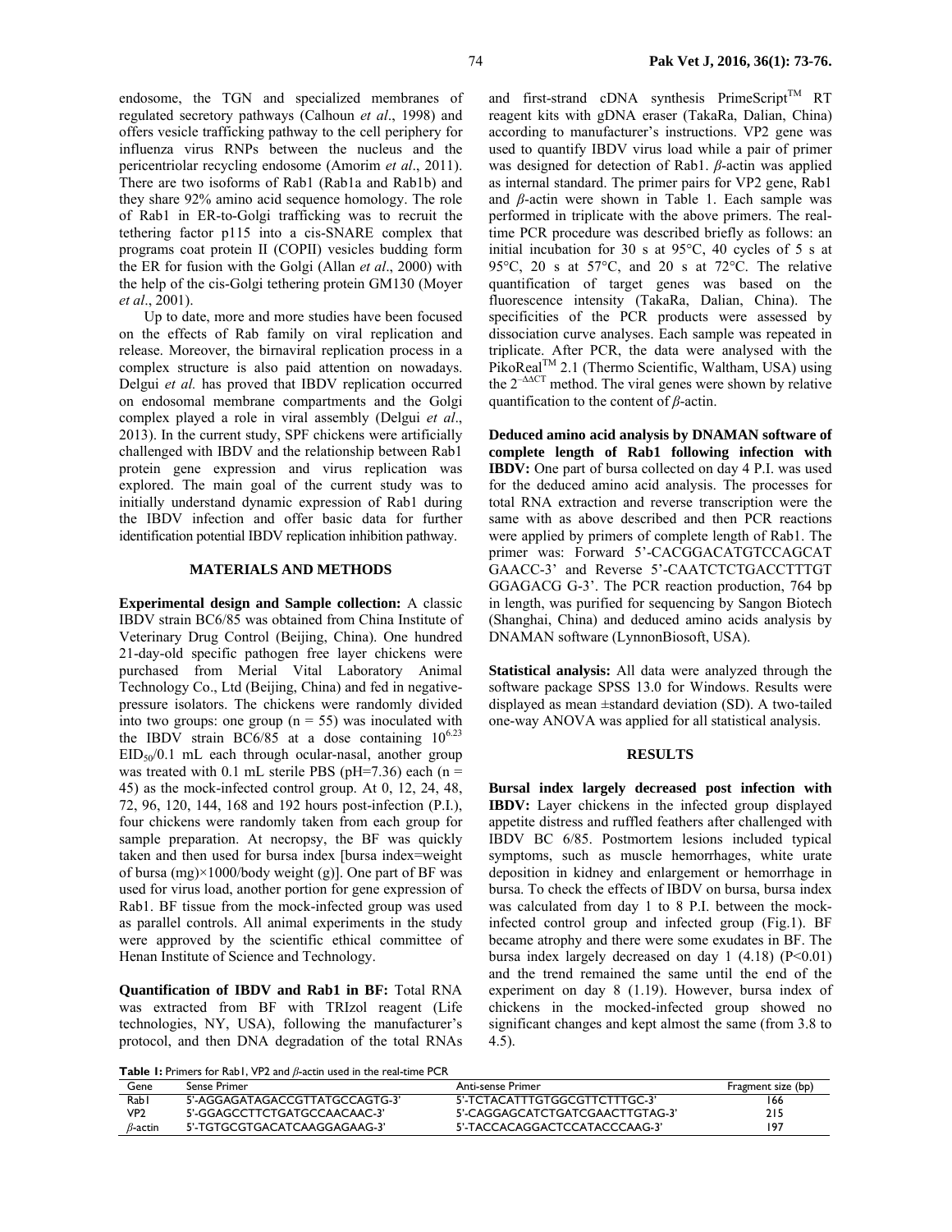endosome, the TGN and specialized membranes of regulated secretory pathways (Calhoun *et al*., 1998) and offers vesicle trafficking pathway to the cell periphery for influenza virus RNPs between the nucleus and the pericentriolar recycling endosome (Amorim *et al*., 2011). There are two isoforms of Rab1 (Rab1a and Rab1b) and they share 92% amino acid sequence homology. The role of Rab1 in ER-to-Golgi trafficking was to recruit the tethering factor p115 into a cis-SNARE complex that programs coat protein II (COPII) vesicles budding form the ER for fusion with the Golgi (Allan *et al*., 2000) with the help of the cis-Golgi tethering protein GM130 (Moyer *et al*., 2001).

Up to date, more and more studies have been focused on the effects of Rab family on viral replication and release. Moreover, the birnaviral replication process in a complex structure is also paid attention on nowadays. Delgui *et al.* has proved that IBDV replication occurred on endosomal membrane compartments and the Golgi complex played a role in viral assembly (Delgui *et al*., 2013). In the current study, SPF chickens were artificially challenged with IBDV and the relationship between Rab1 protein gene expression and virus replication was explored. The main goal of the current study was to initially understand dynamic expression of Rab1 during the IBDV infection and offer basic data for further identification potential IBDV replication inhibition pathway.

## MATERIALS AND METHODS

**Experimental design and Sample collection:** A classic IBDV strain BC6/85 was obtained from China Institute of Veterinary Drug Control (Beijing, China). One hundred 21-day-old specific pathogen free layer chickens were purchased from Merial Vital Laboratory Animal Technology Co., Ltd (Beijing, China) and fed in negative-pressure isolators. The chickens were randomly divided into two groups: one group (n = 55) was inoculated with the IBDV strain BC6/85 at a dose containing $10^{6.23}$ $EID_{50}$/0.1 mL each through ocular-nasal, another group was treated with 0.1 mL sterile PBS (pH=7.36) each (n = 45) as the mock-infected control group. At 0, 12, 24, 48, 72, 96, 120, 144, 168 and 192 hours post-infection (P.I.), four chickens were randomly taken from each group for sample preparation. At necropsy, the BF was quickly taken and then used for bursa index [bursa index=weight of bursa (mg)×1000/body weight (g)]. One part of BF was used for virus load, another portion for gene expression of Rab1. BF tissue from the mock-infected group was used as parallel controls. All animal experiments in the study were approved by the scientific ethical committee of Henan Institute of Science and Technology.

**Quantification of IBDV and Rab1 in BF:** Total RNA was extracted from BF with TRIzol reagent (Life technologies, NY, USA), following the manufacturer's protocol, and then DNA degradation of the total RNAs and first-strand cDNA synthesis PrimeScript™ RT reagent kits with gDNA eraser (TakaRa, Dalian, China) according to manufacturer's instructions. VP2 gene was used to quantify IBDV virus load while a pair of primer was designed for detection of Rab1. *β*-actin was applied as internal standard. The primer pairs for VP2 gene, Rab1 and *β*-actin were shown in Table 1. Each sample was performed in triplicate with the above primers. The real-time PCR procedure was described briefly as follows: an initial incubation for 30 s at 95°C, 40 cycles of 5 s at 95°C, 20 s at 57°C, and 20 s at 72°C. The relative quantification of target genes was based on the fluorescence intensity (TakaRa, Dalian, China). The specificities of the PCR products were assessed by dissociation curve analyses. Each sample was repeated in triplicate. After PCR, the data were analysed with the PikoReal™ 2.1 (Thermo Scientific, Waltham, USA) using the $2^{-\Delta\Delta CT}$ method. The viral genes were shown by relative quantification to the content of *β*-actin.

**Deduced amino acid analysis by DNAMAN software of complete length of Rab1 following infection with IBDV:** One part of bursa collected on day 4 P.I. was used for the deduced amino acid analysis. The processes for total RNA extraction and reverse transcription were the same with as above described and then PCR reactions were applied by primers of complete length of Rab1. The primer was: Forward 5'-CACGGACATGTCCAGCAT GAACC-3' and Reverse 5'-CAATCTCTGACCTTTGT GGAGACG G-3'. The PCR reaction production, 764 bp in length, was purified for sequencing by Sangon Biotech (Shanghai, China) and deduced amino acids analysis by DNAMAN software (LynnonBiosoft, USA).

**Statistical analysis:** All data were analyzed through the software package SPSS 13.0 for Windows. Results were displayed as mean ±standard deviation (SD). A two-tailed one-way ANOVA was applied for all statistical analysis.

## RESULTS

**Bursal index largely decreased post infection with IBDV:** Layer chickens in the infected group displayed appetite distress and ruffled feathers after challenged with IBDV BC 6/85. Postmortem lesions included typical symptoms, such as muscle hemorrhages, white urate deposition in kidney and enlargement or hemorrhage in bursa. To check the effects of IBDV on bursa, bursa index was calculated from day 1 to 8 P.I. between the mock-infected control group and infected group (Fig.1). BF became atrophy and there were some exudates in BF. The bursa index largely decreased on day 1 (4.18) (P<0.01) and the trend remained the same until the end of the experiment on day 8 (1.19). However, bursa index of chickens in the mocked-infected group showed no significant changes and kept almost the same (from 3.8 to 4.5).

**Table 1:** Primers for Rab1, VP2 and *β*-actin used in the real-time PCR

| Gene | Sense Primer | Anti-sense Primer | Fragment size (bp) |
|---|---|---|---|
| Rab1 | 5'-AGGAGATAGACCGTTATGCCAGTG-3' | 5'-TCTACATTTGTGGCGTTCTTTGC-3' | 166 |
| VP2 | 5'-GGAGCCTTCTGATGCCAACAAC-3' | 5'-CAGGAGCATCTGATCGAACTTGTAG-3' | 215 |
| *β*-actin | 5'-TGTGCGTGACATCAAGGAGAAG-3' | 5'-TACCACAGGACTCCATACCCAAG-3' | 197 |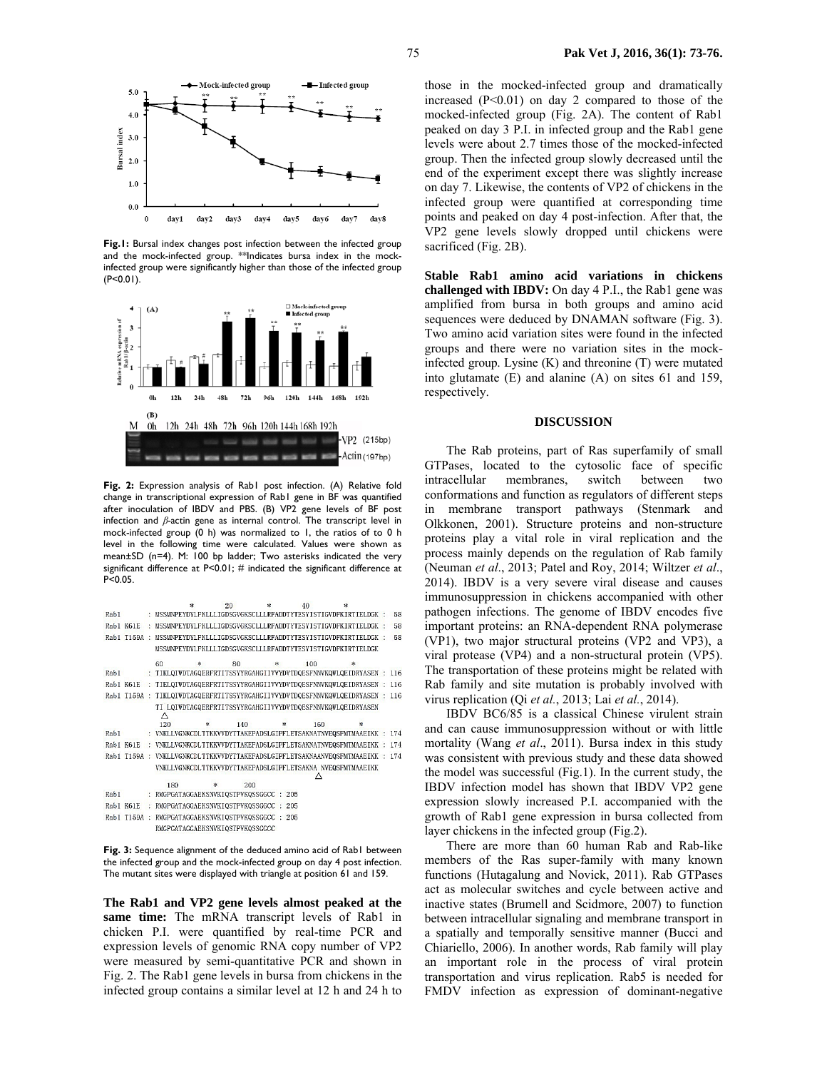**Fig. 1:** Bursal index changes post infection between the infected group and the mock-infected group. **Indicates bursa index in the mock-infected group were significantly higher than those of the infected group (P<0.01).

**Fig. 2:** Expression analysis of Rab1 post infection. (A) Relative fold change in transcriptional expression of Rab1 gene in BF was quantified after inoculation of IBDV and PBS. (B) VP2 gene levels of BF post infection and *β*-actin gene as internal control. The transcript level in mock-infected group (0 h) was normalized to 1, the ratios of to 0 h level in the following time were calculated. Values were shown as mean±SD (n=4). M: 100 bp ladder; Two asterisks indicated the very significant difference at P<0.01; # indicated the significant difference at P<0.05.

**Fig. 3:** Sequence alignment of the deduced amino acid of Rab1 between the infected group and the mock-infected group on day 4 post infection. The mutant sites were displayed with triangle at position 61 and 159.

**The Rab1 and VP2 gene levels almost peaked at the same time:** The mRNA transcript levels of Rab1 in chicken P.I. were quantified by real-time PCR and expression levels of genomic RNA copy number of VP2 were measured by semi-quantitative PCR and shown in Fig. 2. The Rab1 gene levels in bursa from chickens in the infected group contains a similar level at 12 h and 24 h to those in the mocked-infected group and dramatically increased (P<0.01) on day 2 compared to those of the mocked-infected group (Fig. 2A). The content of Rab1 peaked on day 3 P.I. in infected group and the Rab1 gene levels were about 2.7 times those of the mocked-infected group. Then the infected group slowly decreased until the end of the experiment except there was slightly increase on day 7. Likewise, the contents of VP2 of chickens in the infected group were quantified at corresponding time points and peaked on day 4 post-infection. After that, the VP2 gene levels slowly dropped until chickens were sacrificed (Fig. 2B).

**Stable Rab1 amino acid variations in chickens challenged with IBDV:** On day 4 P.I., the Rab1 gene was amplified from bursa in both groups and amino acid sequences were deduced by DNAMAN software (Fig. 3). Two amino acid variation sites were found in the infected groups and there were no variation sites in the mock-infected group. Lysine (K) and threonine (T) were mutated into glutamate (E) and alanine (A) on sites 61 and 159, respectively.

## DISCUSSION

The Rab proteins, part of Ras superfamily of small GTPases, located to the cytosolic face of specific intracellular membranes, switch between two conformations and function as regulators of different steps in membrane transport pathways (Stenmark and Olkkonen, 2001). Structure proteins and non-structure proteins play a vital role in viral replication and the process mainly depends on the regulation of Rab family (Neuman *et al*., 2013; Patel and Roy, 2014; Wiltzer *et al*., 2014). IBDV is a very severe viral disease and causes immunosuppression in chickens accompanied with other pathogen infections. The genome of IBDV encodes five important proteins: an RNA-dependent RNA polymerase (VP1), two major structural proteins (VP2 and VP3), a viral protease (VP4) and a non-structural protein (VP5). The transportation of these proteins might be related with Rab family and site mutation is probably involved with virus replication (Qi *et al.*, 2013; Lai *et al.*, 2014).

IBDV BC6/85 is a classical Chinese virulent strain and can cause immunosuppression without or with little mortality (Wang *et al*., 2011). Bursa index in this study was consistent with previous study and these data showed the model was successful (Fig.1). In the current study, the IBDV infection model has shown that IBDV VP2 gene expression slowly increased P.I. accompanied with the growth of Rab1 gene expression in bursa collected from layer chickens in the infected group (Fig.2).

There are more than 60 human Rab and Rab-like members of the Ras super-family with many known functions (Hutagalung and Novick, 2011). Rab GTPases act as molecular switches and cycle between active and inactive states (Brumell and Scidmore, 2007) to function between intracellular signaling and membrane transport in a spatially and temporally sensitive manner (Bucci and Chiariello, 2006). In another words, Rab family will play an important role in the process of viral protein transportation and virus replication. Rab5 is needed for FMDV infection as expression of dominant-negative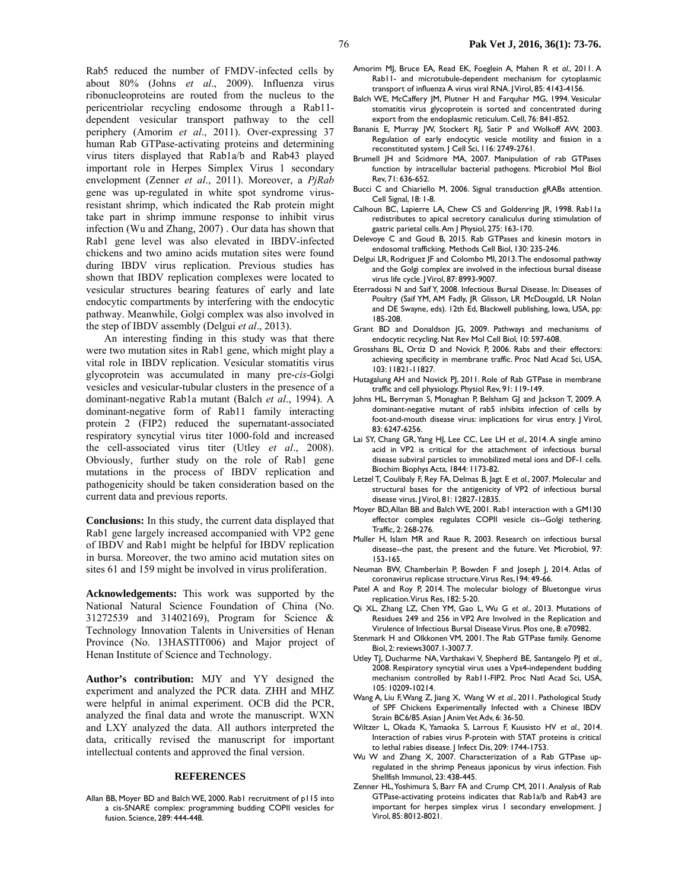Rab5 reduced the number of FMDV-infected cells by about 80% (Johns *et al*., 2009). Influenza virus ribonucleoproteins are routed from the nucleus to the pericentriolar recycling endosome through a Rab11-dependent vesicular transport pathway to the cell periphery (Amorim *et al*., 2011). Over-expressing 37 human Rab GTPase-activating proteins and determining virus titers displayed that Rab1a/b and Rab43 played important role in Herpes Simplex Virus 1 secondary envelopment (Zenner *et al*., 2011). Moreover, a *PjRab* gene was up-regulated in white spot syndrome virus-resistant shrimp, which indicated the Rab protein might take part in shrimp immune response to inhibit virus infection (Wu and Zhang, 2007) . Our data has shown that Rab1 gene level was also elevated in IBDV-infected chickens and two amino acids mutation sites were found during IBDV virus replication. Previous studies has shown that IBDV replication complexes were located to vesicular structures bearing features of early and late endocytic compartments by interfering with the endocytic pathway. Meanwhile, Golgi complex was also involved in the step of IBDV assembly (Delgui *et al*., 2013).

An interesting finding in this study was that there were two mutation sites in Rab1 gene, which might play a vital role in IBDV replication. Vesicular stomatitis virus glycoprotein was accumulated in many pre-*cis*-Golgi vesicles and vesicular-tubular clusters in the presence of a dominant-negative Rab1a mutant (Balch *et al*., 1994). A dominant-negative form of Rab11 family interacting protein 2 (FIP2) reduced the supernatant-associated respiratory syncytial virus titer 1000-fold and increased the cell-associated virus titer (Utley *et al*., 2008). Obviously, further study on the role of Rab1 gene mutations in the process of IBDV replication and pathogenicity should be taken consideration based on the current data and previous reports.

**Conclusions:** In this study, the current data displayed that Rab1 gene largely increased accompanied with VP2 gene of IBDV and Rab1 might be helpful for IBDV replication in bursa. Moreover, the two amino acid mutation sites on sites 61 and 159 might be involved in virus proliferation.

**Acknowledgements:** This work was supported by the National Natural Science Foundation of China (No. 31272539 and 31402169), Program for Science & Technology Innovation Talents in Universities of Henan Province (No. 13HASTIT006) and Major project of Henan Institute of Science and Technology.

**Author's contribution:** MJY and YY designed the experiment and analyzed the PCR data. ZHH and MHZ were helpful in animal experiment. OCB did the PCR, analyzed the final data and wrote the manuscript. WXN and LXY analyzed the data. All authors interpreted the data, critically revised the manuscript for important intellectual contents and approved the final version.

## REFERENCES

Allan BB, Moyer BD and Balch WE, 2000. Rab1 recruitment of p115 into a cis-SNARE complex: programming budding COPII vesicles for fusion. Science, 289: 444-448.

Amorim MJ, Bruce EA, Read EK, Foeglein A, Mahen R *et al.*, 2011. A Rab11- and microtubule-dependent mechanism for cytoplasmic transport of influenza A virus viral RNA. J Virol, 85: 4143-4156.

Balch WE, McCaffery JM, Plutner H and Farquhar MG, 1994. Vesicular stomatitis virus glycoprotein is sorted and concentrated during export from the endoplasmic reticulum. Cell, 76: 841-852.

Bananis E, Murray JW, Stockert RJ, Satir P and Wolkoff AW, 2003. Regulation of early endocytic vesicle motility and fission in a reconstituted system. J Cell Sci, 116: 2749-2761.

Brumell JH and Scidmore MA, 2007. Manipulation of rab GTPases function by intracellular bacterial pathogens. Microbiol Mol Biol Rev, 71: 636-652.

Bucci C and Chiariello M, 2006. Signal transduction gRABs attention. Cell Signal, 18: 1-8.

Calhoun BC, Lapierre LA, Chew CS and Goldenring JR, 1998. Rab11a redistributes to apical secretory canaliculus during stimulation of gastric parietal cells. Am J Physiol, 275: 163-170.

Delevoye C and Goud B, 2015. Rab GTPases and kinesin motors in endosomal trafficking. Methods Cell Biol, 130: 235-246.

Delgui LR, Rodriguez JF and Colombo MI, 2013. The endosomal pathway and the Golgi complex are involved in the infectious bursal disease virus life cycle. J Virol, 87: 8993-9007.

Eterradossi N and Saif Y, 2008. Infectious Bursal Disease. In: Diseases of Poultry (Saif YM, AM Fadly, JR Glisson, LR McDougald, LR Nolan and DE Swayne, eds). 12th Ed, Blackwell publishing, Iowa, USA, pp: 185-208.

Grant BD and Donaldson JG, 2009. Pathways and mechanisms of endocytic recycling. Nat Rev Mol Cell Biol, 10: 597-608.

Grosshans BL, Ortiz D and Novick P, 2006. Rabs and their effectors: achieving specificity in membrane traffic. Proc Natl Acad Sci, USA, 103: 11821-11827.

Hutagalung AH and Novick PJ, 2011. Role of Rab GTPase in membrane traffic and cell physiology. Physiol Rev, 91: 119-149.

Johns HL, Berryman S, Monaghan P, Belsham GJ and Jackson T, 2009. A dominant-negative mutant of rab5 inhibits infection of cells by foot-and-mouth disease virus: implications for virus entry. J Virol, 83: 6247-6256.

Lai SY, Chang GR, Yang HJ, Lee CC, Lee LH *et al.*, 2014. A single amino acid in VP2 is critical for the attachment of infectious bursal disease subviral particles to immobilized metal ions and DF-1 cells. Biochim Biophys Acta, 1844: 1173-82.

Letzel T, Coulibaly F, Rey FA, Delmas B, Jagt E *et al.*, 2007. Molecular and structural bases for the antigenicity of VP2 of infectious bursal disease virus. J Virol, 81: 12827-12835.

Moyer BD, Allan BB and Balch WE, 2001. Rab1 interaction with a GM130 effector complex regulates COPII vesicle cis--Golgi tethering. Traffic, 2: 268-276.

Muller H, Islam MR and Raue R, 2003. Research on infectious bursal disease--the past, the present and the future. Vet Microbiol, 97: 153-165.

Neuman BW, Chamberlain P, Bowden F and Joseph J, 2014. Atlas of coronavirus replicase structure. Virus Res, 194: 49-66.

Patel A and Roy P, 2014. The molecular biology of Bluetongue virus replication. Virus Res, 182: 5-20.

Qi XL, Zhang LZ, Chen YM, Gao L, Wu G *et al.*, 2013. Mutations of Residues 249 and 256 in VP2 Are Involved in the Replication and Virulence of Infectious Bursal Disease Virus. Plos one, 8: e70982.

Stenmark H and Olkkonen VM, 2001. The Rab GTPase family. Genome Biol, 2: reviews3007.1-3007.7.

Utley TJ, Ducharme NA, Varthakavi V, Shepherd BE, Santangelo PJ *et al.*, 2008. Respiratory syncytial virus uses a Vps4-independent budding mechanism controlled by Rab11-FIP2. Proc Natl Acad Sci, USA, 105: 10209-10214.

Wang A, Liu F, Wang Z, Jiang X, Wang W *et al.*, 2011. Pathological Study of SPF Chickens Experimentally Infected with a Chinese IBDV Strain BC6/85. Asian J Anim Vet Adv, 6: 36-50.

Wiltzer L, Okada K, Yamaoka S, Larrous F, Kuusisto HV *et al.*, 2014. Interaction of rabies virus P-protein with STAT proteins is critical to lethal rabies disease. J Infect Dis, 209: 1744-1753.

Wu W and Zhang X, 2007. Characterization of a Rab GTPase up-regulated in the shrimp Peneaus japonicus by virus infection. Fish Shellfish Immunol, 23: 438-445.

Zenner HL, Yoshimura S, Barr FA and Crump CM, 2011. Analysis of Rab GTPase-activating proteins indicates that Rab1a/b and Rab43 are important for herpes simplex virus 1 secondary envelopment. J Virol, 85: 8012-8021.